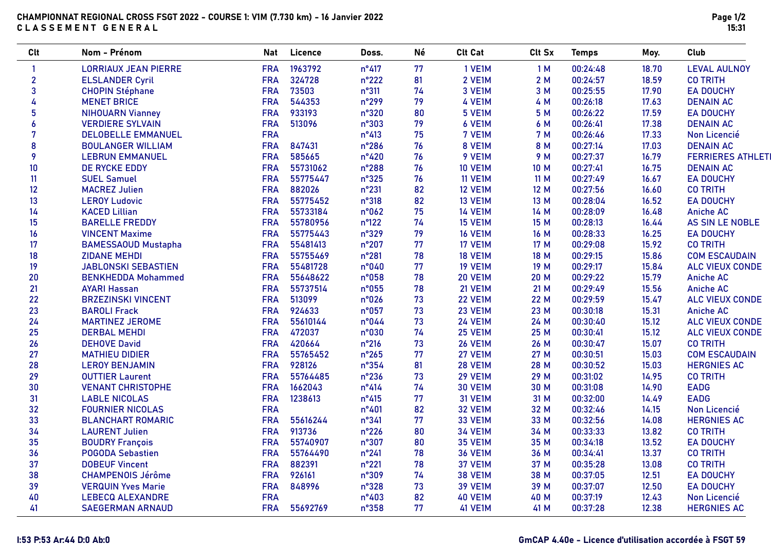# CHAMPIONNAT REGIONAL CROSS FSGT 2022 - COURSE 1: V1M (7.730 km) - 16 Janvier 2022

## C L A S S E M E N T   G E N E R A L

| Clt | Nom - Prénom | Nat | Licence | Doss. | Né | Clt Cat | Clt Sx | Temps | Moy. | Club |
|---|---|---|---|---|---|---|---|---|---|---|
| 1 | LORRIAUX JEAN PIERRE | FRA | 1963792 | n°417 | 77 | 1 VE1M | 1 M | 00:24:48 | 18.70 | LEVAL AULNOY |
| 2 | ELSLANDER Cyril | FRA | 324728 | n°222 | 81 | 2 VE1M | 2 M | 00:24:57 | 18.59 | CO TRITH |
| 3 | CHOPIN Stéphane | FRA | 73503 | n°311 | 74 | 3 VE1M | 3 M | 00:25:55 | 17.90 | EA DOUCHY |
| 4 | MENET BRICE | FRA | 544353 | n°299 | 79 | 4 VE1M | 4 M | 00:26:18 | 17.63 | DENAIN AC |
| 5 | NIHOUARN Vianney | FRA | 933193 | n°320 | 80 | 5 VE1M | 5 M | 00:26:22 | 17.59 | EA DOUCHY |
| 6 | VERDIERE SYLVAIN | FRA | 513096 | n°303 | 79 | 6 VE1M | 6 M | 00:26:41 | 17.38 | DENAIN AC |
| 7 | DELOBELLE EMMANUEL | FRA | | n°413 | 75 | 7 VE1M | 7 M | 00:26:46 | 17.33 | Non Licencié |
| 8 | BOULANGER WILLIAM | FRA | 847431 | n°286 | 76 | 8 VE1M | 8 M | 00:27:14 | 17.03 | DENAIN AC |
| 9 | LEBRUN EMMANUEL | FRA | 585665 | n°420 | 76 | 9 VE1M | 9 M | 00:27:37 | 16.79 | FERRIERES ATHLETI |
| 10 | DE RYCKE EDDY | FRA | 55731062 | n°288 | 76 | 10 VE1M | 10 M | 00:27:41 | 16.75 | DENAIN AC |
| 11 | SUEL Samuel | FRA | 55775447 | n°325 | 76 | 11 VE1M | 11 M | 00:27:49 | 16.67 | EA DOUCHY |
| 12 | MACREZ Julien | FRA | 882026 | n°231 | 82 | 12 VE1M | 12 M | 00:27:56 | 16.60 | CO TRITH |
| 13 | LEROY Ludovic | FRA | 55775452 | n°318 | 82 | 13 VE1M | 13 M | 00:28:04 | 16.52 | EA DOUCHY |
| 14 | KACED Lillian | FRA | 55733184 | n°062 | 75 | 14 VE1M | 14 M | 00:28:09 | 16.48 | Aniche AC |
| 15 | BARELLE FREDDY | FRA | 55780956 | n°122 | 74 | 15 VE1M | 15 M | 00:28:13 | 16.44 | AS SIN LE NOBLE |
| 16 | VINCENT Maxime | FRA | 55775443 | n°329 | 79 | 16 VE1M | 16 M | 00:28:33 | 16.25 | EA DOUCHY |
| 17 | BAMESSAOUD Mustapha | FRA | 55481413 | n°207 | 77 | 17 VE1M | 17 M | 00:29:08 | 15.92 | CO TRITH |
| 18 | ZIDANE MEHDI | FRA | 55755469 | n°281 | 78 | 18 VE1M | 18 M | 00:29:15 | 15.86 | COM ESCAUDAIN |
| 19 | JABLONSKI SEBASTIEN | FRA | 55481728 | n°040 | 77 | 19 VE1M | 19 M | 00:29:17 | 15.84 | ALC VIEUX CONDE |
| 20 | BENKHEDDA Mohammed | FRA | 55648622 | n°058 | 78 | 20 VE1M | 20 M | 00:29:22 | 15.79 | Aniche AC |
| 21 | AYARI Hassan | FRA | 55737514 | n°055 | 78 | 21 VE1M | 21 M | 00:29:49 | 15.56 | Aniche AC |
| 22 | BRZEZINSKI VINCENT | FRA | 513099 | n°026 | 73 | 22 VE1M | 22 M | 00:29:59 | 15.47 | ALC VIEUX CONDE |
| 23 | BAROLI Frack | FRA | 924633 | n°057 | 73 | 23 VE1M | 23 M | 00:30:18 | 15.31 | Aniche AC |
| 24 | MARTINEZ JEROME | FRA | 55610144 | n°044 | 73 | 24 VE1M | 24 M | 00:30:40 | 15.12 | ALC VIEUX CONDE |
| 25 | DERBAL MEHDI | FRA | 472037 | n°030 | 74 | 25 VE1M | 25 M | 00:30:41 | 15.12 | ALC VIEUX CONDE |
| 26 | DEHOVE David | FRA | 420664 | n°216 | 73 | 26 VE1M | 26 M | 00:30:47 | 15.07 | CO TRITH |
| 27 | MATHIEU DIDIER | FRA | 55765452 | n°265 | 77 | 27 VE1M | 27 M | 00:30:51 | 15.03 | COM ESCAUDAIN |
| 28 | LEROY BENJAMIN | FRA | 928126 | n°354 | 81 | 28 VE1M | 28 M | 00:30:52 | 15.03 | HERGNIES AC |
| 29 | OUTTIER Laurent | FRA | 55764485 | n°236 | 73 | 29 VE1M | 29 M | 00:31:02 | 14.95 | CO TRITH |
| 30 | VENANT CHRISTOPHE | FRA | 1662043 | n°414 | 74 | 30 VE1M | 30 M | 00:31:08 | 14.90 | EADG |
| 31 | LABLE NICOLAS | FRA | 1238613 | n°415 | 77 | 31 VE1M | 31 M | 00:32:00 | 14.49 | EADG |
| 32 | FOURNIER NICOLAS | FRA | | n°401 | 82 | 32 VE1M | 32 M | 00:32:46 | 14.15 | Non Licencié |
| 33 | BLANCHART ROMARIC | FRA | 55616244 | n°341 | 77 | 33 VE1M | 33 M | 00:32:56 | 14.08 | HERGNIES AC |
| 34 | LAURENT Julien | FRA | 913736 | n°226 | 80 | 34 VE1M | 34 M | 00:33:33 | 13.82 | CO TRITH |
| 35 | BOUDRY François | FRA | 55740907 | n°307 | 80 | 35 VE1M | 35 M | 00:34:18 | 13.52 | EA DOUCHY |
| 36 | POGODA Sebastien | FRA | 55764490 | n°241 | 78 | 36 VE1M | 36 M | 00:34:41 | 13.37 | CO TRITH |
| 37 | DOBEUF Vincent | FRA | 882391 | n°221 | 78 | 37 VE1M | 37 M | 00:35:28 | 13.08 | CO TRITH |
| 38 | CHAMPENOIS Jérôme | FRA | 926161 | n°309 | 74 | 38 VE1M | 38 M | 00:37:05 | 12.51 | EA DOUCHY |
| 39 | VERQUIN Yves Marie | FRA | 848996 | n°328 | 73 | 39 VE1M | 39 M | 00:37:07 | 12.50 | EA DOUCHY |
| 40 | LEBECQ ALEXANDRE | FRA | | n°403 | 82 | 40 VE1M | 40 M | 00:37:19 | 12.43 | Non Licencié |
| 41 | SAEGERMAN ARNAUD | FRA | 55692769 | n°358 | 77 | 41 VE1M | 41 M | 00:37:28 | 12.38 | HERGNIES AC |

I:53 P:53 Ar:44 D:0 Ab:0

GmCAP 4.40e - Licence d'utilisation accordée à FSGT 59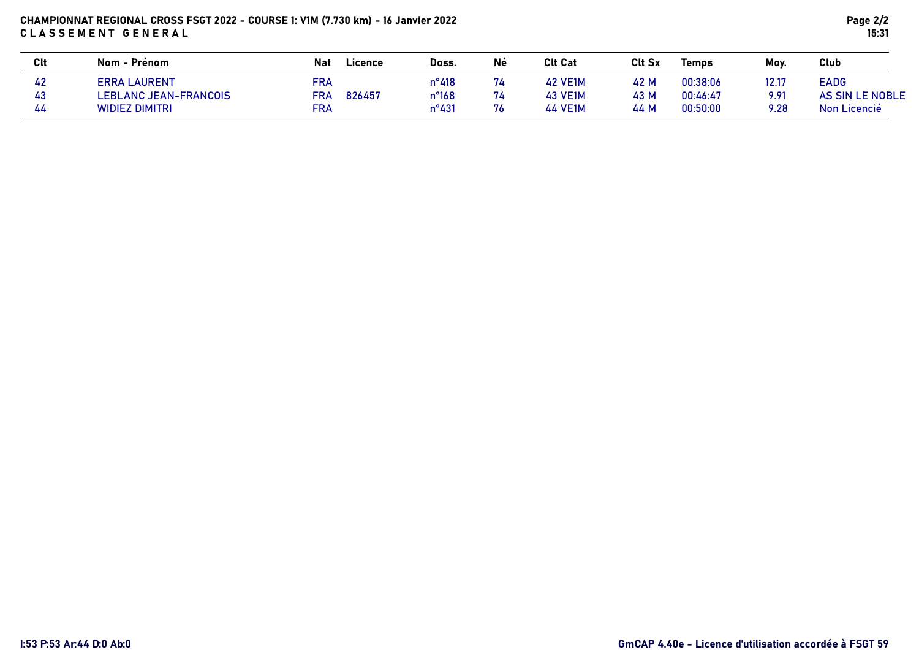**CHAMPIONNAT REGIONAL CROSS FSGT 2022 - COURSE 1: V1M (7.730 km) - 16 Janvier 2022**
**C L A S S E M E N T   G E N E R A L**

| Clt | Nom - Prénom | Nat | Licence | Doss. | Né | Clt Cat | Clt Sx | Temps | Moy. | Club |
|---|---|---|---|---|---|---|---|---|---|---|
| 42 | ERRA LAURENT | FRA | | n°418 | 74 | 42 VE1M | 42 M | 00:38:06 | 12.17 | EADG |
| 43 | LEBLANC JEAN-FRANCOIS | FRA | 826457 | n°168 | 74 | 43 VE1M | 43 M | 00:46:47 | 9.91 | AS SIN LE NOBLE |
| 44 | WIDIEZ DIMITRI | FRA | | n°431 | 76 | 44 VE1M | 44 M | 00:50:00 | 9.28 | Non Licencié |

I:53 P:53 Ar:44 D:0 Ab:0

GmCAP 4.40e - Licence d'utilisation accordée à FSGT 59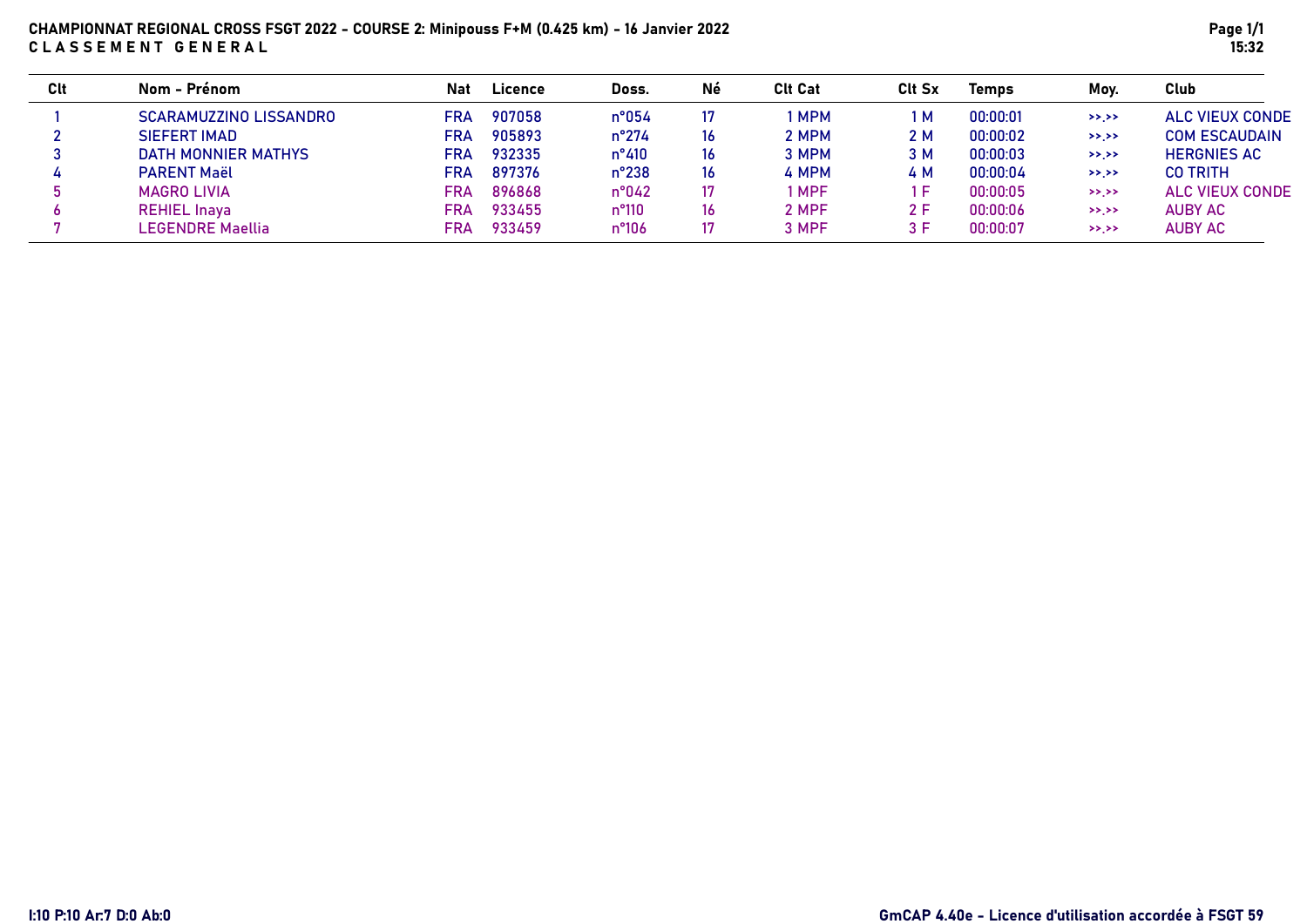**CHAMPIONNAT REGIONAL CROSS FSGT 2022 - COURSE 2: Minipouss F+M (0.425 km) - 16 Janvier 2022**

**C L A S S E M E N T   G E N E R A L**

| Clt | Nom - Prénom | Nat | Licence | Doss. | Né | Clt Cat | Clt Sx | Temps | Moy. | Club |
|---|---|---|---|---|---|---|---|---|---|---|
| 1 | SCARAMUZZINO LISSANDRO | FRA | 907058 | n°054 | 17 | 1 MPM | 1 M | 00:00:01 | >>.>> | ALC VIEUX CONDE |
| 2 | SIEFERT IMAD | FRA | 905893 | n°274 | 16 | 2 MPM | 2 M | 00:00:02 | >>.>> | COM ESCAUDAIN |
| 3 | DATH MONNIER MATHYS | FRA | 932335 | n°410 | 16 | 3 MPM | 3 M | 00:00:03 | >>.>> | HERGNIES AC |
| 4 | PARENT Maël | FRA | 897376 | n°238 | 16 | 4 MPM | 4 M | 00:00:04 | >>.>> | CO TRITH |
| 5 | MAGRO LIVIA | FRA | 896868 | n°042 | 17 | 1 MPF | 1 F | 00:00:05 | >>.>> | ALC VIEUX CONDE |
| 6 | REHIEL Inaya | FRA | 933455 | n°110 | 16 | 2 MPF | 2 F | 00:00:06 | >>.>> | AUBY AC |
| 7 | LEGENDRE Maellia | FRA | 933459 | n°106 | 17 | 3 MPF | 3 F | 00:00:07 | >>.>> | AUBY AC |

I:10 P:10 Ar:7 D:0 Ab:0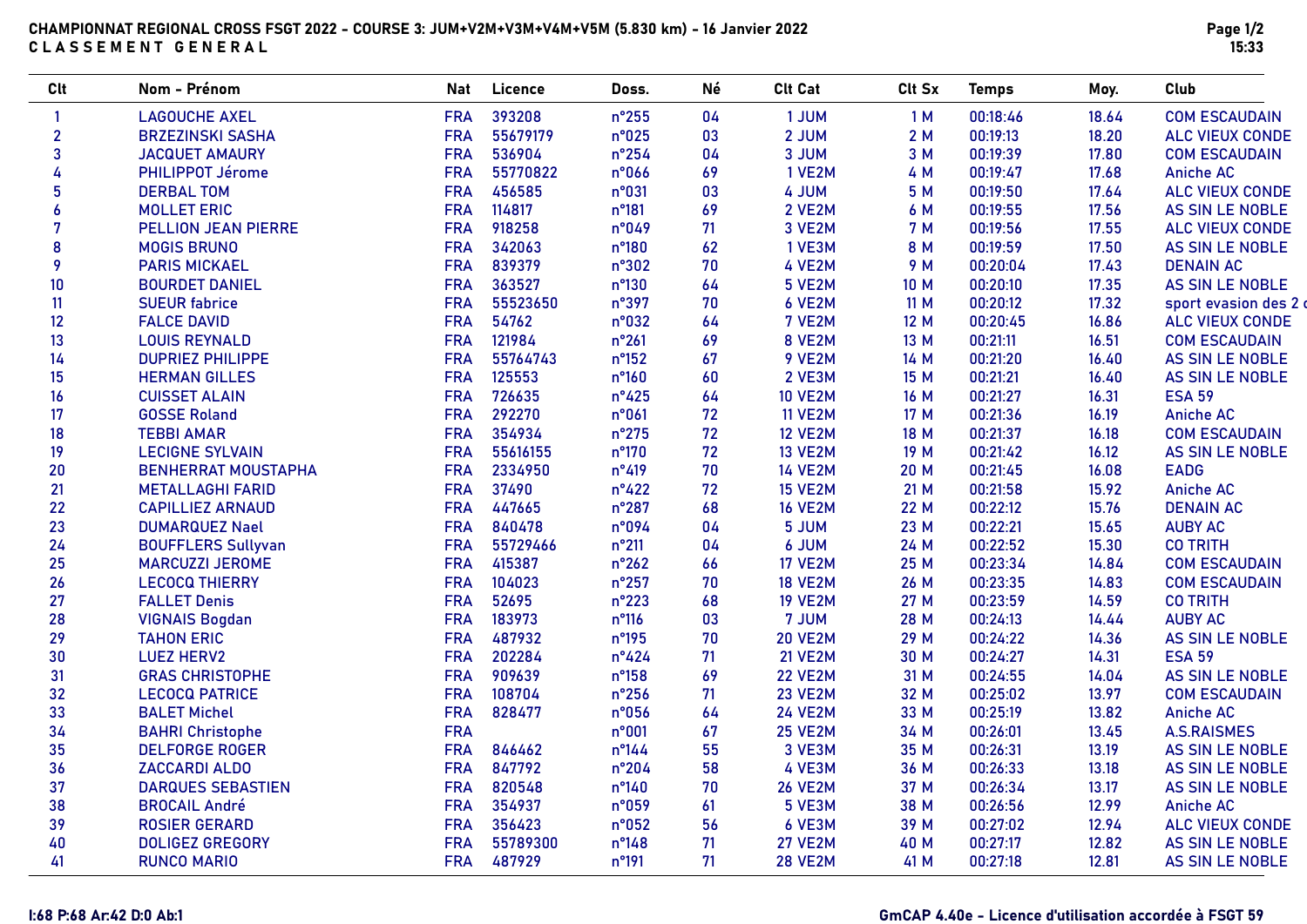**CHAMPIONNAT REGIONAL CROSS FSGT 2022 - COURSE 3: JUM+V2M+V3M+V4M+V5M (5.830 km) - 16 Janvier 2022**

**C L A S S E M E N T   G E N E R A L**

| Clt | Nom - Prénom | Nat | Licence | Doss. | Né | Clt Cat | Clt Sx | Temps | Moy. | Club |
|---|---|---|---|---|---|---|---|---|---|---|
| 1 | LAGOUCHE AXEL | FRA | 393208 | n°255 | 04 | 1 JUM | 1 M | 00:18:46 | 18.64 | COM ESCAUDAIN |
| 2 | BRZEZINSKI SASHA | FRA | 55679179 | n°025 | 03 | 2 JUM | 2 M | 00:19:13 | 18.20 | ALC VIEUX CONDE |
| 3 | JACQUET AMAURY | FRA | 536904 | n°254 | 04 | 3 JUM | 3 M | 00:19:39 | 17.80 | COM ESCAUDAIN |
| 4 | PHILIPPOT Jérome | FRA | 55770822 | n°066 | 69 | 1 VE2M | 4 M | 00:19:47 | 17.68 | Aniche AC |
| 5 | DERBAL TOM | FRA | 456585 | n°031 | 03 | 4 JUM | 5 M | 00:19:50 | 17.64 | ALC VIEUX CONDE |
| 6 | MOLLET ERIC | FRA | 114817 | n°181 | 69 | 2 VE2M | 6 M | 00:19:55 | 17.56 | AS SIN LE NOBLE |
| 7 | PELLION JEAN PIERRE | FRA | 918258 | n°049 | 71 | 3 VE2M | 7 M | 00:19:56 | 17.55 | ALC VIEUX CONDE |
| 8 | MOGIS BRUNO | FRA | 342063 | n°180 | 62 | 1 VE3M | 8 M | 00:19:59 | 17.50 | AS SIN LE NOBLE |
| 9 | PARIS MICKAEL | FRA | 839379 | n°302 | 70 | 4 VE2M | 9 M | 00:20:04 | 17.43 | DENAIN AC |
| 10 | BOURDET DANIEL | FRA | 363527 | n°130 | 64 | 5 VE2M | 10 M | 00:20:10 | 17.35 | AS SIN LE NOBLE |
| 11 | SUEUR fabrice | FRA | 55523650 | n°397 | 70 | 6 VE2M | 11 M | 00:20:12 | 17.32 | sport evasion des 2 c |
| 12 | FALCE DAVID | FRA | 54762 | n°032 | 64 | 7 VE2M | 12 M | 00:20:45 | 16.86 | ALC VIEUX CONDE |
| 13 | LOUIS REYNALD | FRA | 121984 | n°261 | 69 | 8 VE2M | 13 M | 00:21:11 | 16.51 | COM ESCAUDAIN |
| 14 | DUPRIEZ PHILIPPE | FRA | 55764743 | n°152 | 67 | 9 VE2M | 14 M | 00:21:20 | 16.40 | AS SIN LE NOBLE |
| 15 | HERMAN GILLES | FRA | 125553 | n°160 | 60 | 2 VE3M | 15 M | 00:21:21 | 16.40 | AS SIN LE NOBLE |
| 16 | CUISSET ALAIN | FRA | 726635 | n°425 | 64 | 10 VE2M | 16 M | 00:21:27 | 16.31 | ESA 59 |
| 17 | GOSSE Roland | FRA | 292270 | n°061 | 72 | 11 VE2M | 17 M | 00:21:36 | 16.19 | Aniche AC |
| 18 | TEBBI AMAR | FRA | 354934 | n°275 | 72 | 12 VE2M | 18 M | 00:21:37 | 16.18 | COM ESCAUDAIN |
| 19 | LECIGNE SYLVAIN | FRA | 55616155 | n°170 | 72 | 13 VE2M | 19 M | 00:21:42 | 16.12 | AS SIN LE NOBLE |
| 20 | BENHERRAT MOUSTAPHA | FRA | 2334950 | n°419 | 70 | 14 VE2M | 20 M | 00:21:45 | 16.08 | EADG |
| 21 | METALLAGHI FARID | FRA | 37490 | n°422 | 72 | 15 VE2M | 21 M | 00:21:58 | 15.92 | Aniche AC |
| 22 | CAPILLIEZ ARNAUD | FRA | 447665 | n°287 | 68 | 16 VE2M | 22 M | 00:22:12 | 15.76 | DENAIN AC |
| 23 | DUMARQUEZ Nael | FRA | 840478 | n°094 | 04 | 5 JUM | 23 M | 00:22:21 | 15.65 | AUBY AC |
| 24 | BOUFFLERS Sullyvan | FRA | 55729466 | n°211 | 04 | 6 JUM | 24 M | 00:22:52 | 15.30 | CO TRITH |
| 25 | MARCUZZI JEROME | FRA | 415387 | n°262 | 66 | 17 VE2M | 25 M | 00:23:34 | 14.84 | COM ESCAUDAIN |
| 26 | LECOCQ THIERRY | FRA | 104023 | n°257 | 70 | 18 VE2M | 26 M | 00:23:35 | 14.83 | COM ESCAUDAIN |
| 27 | FALLET Denis | FRA | 52695 | n°223 | 68 | 19 VE2M | 27 M | 00:23:59 | 14.59 | CO TRITH |
| 28 | VIGNAIS Bogdan | FRA | 183973 | n°116 | 03 | 7 JUM | 28 M | 00:24:13 | 14.44 | AUBY AC |
| 29 | TAHON ERIC | FRA | 487932 | n°195 | 70 | 20 VE2M | 29 M | 00:24:22 | 14.36 | AS SIN LE NOBLE |
| 30 | LUEZ HERV2 | FRA | 202284 | n°424 | 71 | 21 VE2M | 30 M | 00:24:27 | 14.31 | ESA 59 |
| 31 | GRAS CHRISTOPHE | FRA | 909639 | n°158 | 69 | 22 VE2M | 31 M | 00:24:55 | 14.04 | AS SIN LE NOBLE |
| 32 | LECOCQ PATRICE | FRA | 108704 | n°256 | 71 | 23 VE2M | 32 M | 00:25:02 | 13.97 | COM ESCAUDAIN |
| 33 | BALET Michel | FRA | 828477 | n°056 | 64 | 24 VE2M | 33 M | 00:25:19 | 13.82 | Aniche AC |
| 34 | BAHRI Christophe | FRA | | n°001 | 67 | 25 VE2M | 34 M | 00:26:01 | 13.45 | A.S.RAISMES |
| 35 | DELFORGE ROGER | FRA | 846462 | n°144 | 55 | 3 VE3M | 35 M | 00:26:31 | 13.19 | AS SIN LE NOBLE |
| 36 | ZACCARDI ALDO | FRA | 847792 | n°204 | 58 | 4 VE3M | 36 M | 00:26:33 | 13.18 | AS SIN LE NOBLE |
| 37 | DARQUES SEBASTIEN | FRA | 820548 | n°140 | 70 | 26 VE2M | 37 M | 00:26:34 | 13.17 | AS SIN LE NOBLE |
| 38 | BROCAIL André | FRA | 354937 | n°059 | 61 | 5 VE3M | 38 M | 00:26:56 | 12.99 | Aniche AC |
| 39 | ROSIER GERARD | FRA | 356423 | n°052 | 56 | 6 VE3M | 39 M | 00:27:02 | 12.94 | ALC VIEUX CONDE |
| 40 | DOLIGEZ GREGORY | FRA | 55789300 | n°148 | 71 | 27 VE2M | 40 M | 00:27:17 | 12.82 | AS SIN LE NOBLE |
| 41 | RUNCO MARIO | FRA | 487929 | n°191 | 71 | 28 VE2M | 41 M | 00:27:18 | 12.81 | AS SIN LE NOBLE |

I:68 P:68 Ar:42 D:0 Ab:1

GmCAP 4.40e - Licence d'utilisation accordée à FSGT 59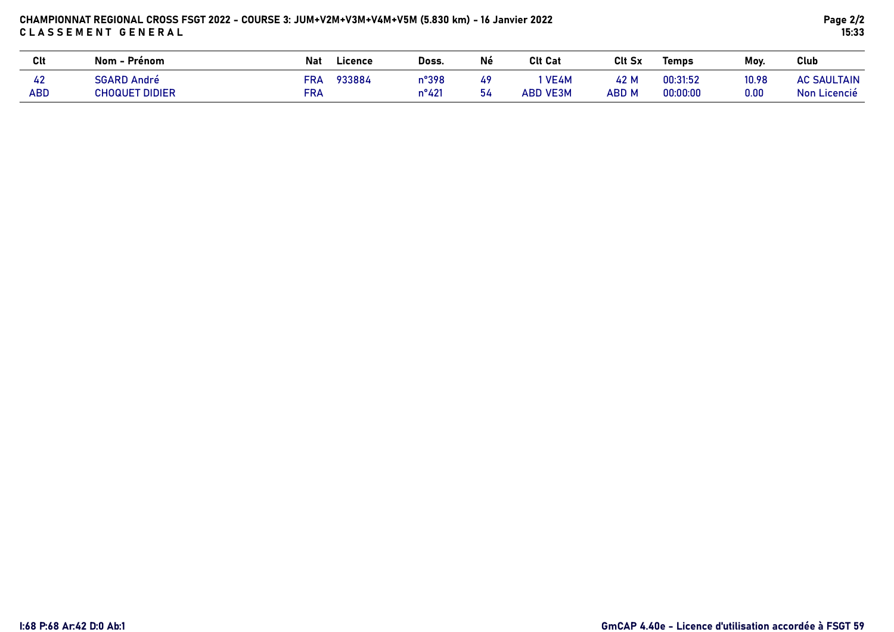# CHAMPIONNAT REGIONAL CROSS FSGT 2022 - COURSE 3: JUM+V2M+V3M+V4M+V5M (5.830 km) - 16 Janvier 2022

## CLASSEMENT GENERAL

| Clt | Nom - Prénom | Nat | Licence | Doss. | Né | Clt Cat | Clt Sx | Temps | Moy. | Club |
|---|---|---|---|---|---|---|---|---|---|---|
| 42 | SGARD André | FRA | 933884 | n°398 | 49 | 1 VE4M | 42 M | 00:31:52 | 10.98 | AC SAULTAIN |
| ABD | CHOQUET DIDIER | FRA | | n°421 | 54 | ABD VE3M | ABD M | 00:00:00 | 0.00 | Non Licencié |

I:68 P:68 Ar:42 D:0 Ab:1

GmCAP 4.40e - Licence d'utilisation accordée à FSGT 59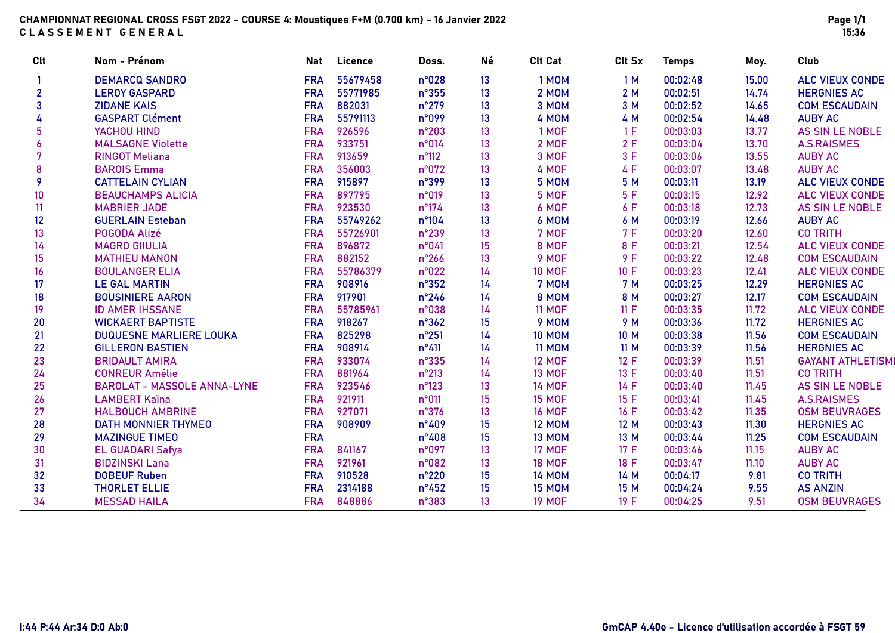**CHAMPIONNAT REGIONAL CROSS FSGT 2022 - COURSE 4: Moustiques F+M (0.700 km) - 16 Janvier 2022**

**C L A S S E M E N T   G E N E R A L**

| Clt | Nom - Prénom | Nat | Licence | Doss. | Né | Clt Cat | Clt Sx | Temps | Moy. | Club |
|---|---|---|---|---|---|---|---|---|---|---|
| 1 | DEMARCQ SANDRO | FRA | 55679458 | n°028 | 13 | 1 MOM | 1 M | 00:02:48 | 15.00 | ALC VIEUX CONDE |
| 2 | LEROY GASPARD | FRA | 55771985 | n°355 | 13 | 2 MOM | 2 M | 00:02:51 | 14.74 | HERGNIES AC |
| 3 | ZIDANE KAIS | FRA | 882031 | n°279 | 13 | 3 MOM | 3 M | 00:02:52 | 14.65 | COM ESCAUDAIN |
| 4 | GASPART Clément | FRA | 55791113 | n°099 | 13 | 4 MOM | 4 M | 00:02:54 | 14.48 | AUBY AC |
| 5 | YACHOU HIND | FRA | 926596 | n°203 | 13 | 1 MOF | 1 F | 00:03:03 | 13.77 | AS SIN LE NOBLE |
| 6 | MALSAGNE Violette | FRA | 933751 | n°014 | 13 | 2 MOF | 2 F | 00:03:04 | 13.70 | A.S.RAISMES |
| 7 | RINGOT Meliana | FRA | 913659 | n°112 | 13 | 3 MOF | 3 F | 00:03:06 | 13.55 | AUBY AC |
| 8 | BAROIS Emma | FRA | 356003 | n°072 | 13 | 4 MOF | 4 F | 00:03:07 | 13.48 | AUBY AC |
| 9 | CATTELAIN CYLIAN | FRA | 915897 | n°399 | 13 | 5 MOM | 5 M | 00:03:11 | 13.19 | ALC VIEUX CONDE |
| 10 | BEAUCHAMPS ALICIA | FRA | 897795 | n°019 | 13 | 5 MOF | 5 F | 00:03:15 | 12.92 | ALC VIEUX CONDE |
| 11 | MABRIER JADE | FRA | 923530 | n°174 | 13 | 6 MOF | 6 F | 00:03:18 | 12.73 | AS SIN LE NOBLE |
| 12 | GUERLAIN Esteban | FRA | 55749262 | n°104 | 13 | 6 MOM | 6 M | 00:03:19 | 12.66 | AUBY AC |
| 13 | POGODA Alizé | FRA | 55726901 | n°239 | 13 | 7 MOF | 7 F | 00:03:20 | 12.60 | CO TRITH |
| 14 | MAGRO GIIULIA | FRA | 896872 | n°041 | 15 | 8 MOF | 8 F | 00:03:21 | 12.54 | ALC VIEUX CONDE |
| 15 | MATHIEU MANON | FRA | 882152 | n°266 | 13 | 9 MOF | 9 F | 00:03:22 | 12.48 | COM ESCAUDAIN |
| 16 | BOULANGER ELIA | FRA | 55786379 | n°022 | 14 | 10 MOF | 10 F | 00:03:23 | 12.41 | ALC VIEUX CONDE |
| 17 | LE GAL MARTIN | FRA | 908916 | n°352 | 14 | 7 MOM | 7 M | 00:03:25 | 12.29 | HERGNIES AC |
| 18 | BOUSINIERE AARON | FRA | 917901 | n°246 | 14 | 8 MOM | 8 M | 00:03:27 | 12.17 | COM ESCAUDAIN |
| 19 | ID AMER IHSSANE | FRA | 55785961 | n°038 | 14 | 11 MOF | 11 F | 00:03:35 | 11.72 | ALC VIEUX CONDE |
| 20 | WICKAERT BAPTISTE | FRA | 918267 | n°362 | 15 | 9 MOM | 9 M | 00:03:36 | 11.72 | HERGNIES AC |
| 21 | DUQUESNE MARLIERE LOUKA | FRA | 825298 | n°251 | 14 | 10 MOM | 10 M | 00:03:38 | 11.56 | COM ESCAUDAIN |
| 22 | GILLERON BASTIEN | FRA | 908914 | n°411 | 14 | 11 MOM | 11 M | 00:03:39 | 11.56 | HERGNIES AC |
| 23 | BRIDAULT AMIRA | FRA | 933074 | n°335 | 14 | 12 MOF | 12 F | 00:03:39 | 11.51 | GAYANT ATHLETISME |
| 24 | CONREUR Amélie | FRA | 881964 | n°213 | 14 | 13 MOF | 13 F | 00:03:40 | 11.51 | CO TRITH |
| 25 | BAROLAT - MASSOLE ANNA-LYNE | FRA | 923546 | n°123 | 13 | 14 MOF | 14 F | 00:03:40 | 11.45 | AS SIN LE NOBLE |
| 26 | LAMBERT Kaïna | FRA | 921911 | n°011 | 15 | 15 MOF | 15 F | 00:03:41 | 11.45 | A.S.RAISMES |
| 27 | HALBOUCH AMBRINE | FRA | 927071 | n°376 | 13 | 16 MOF | 16 F | 00:03:42 | 11.35 | OSM BEUVRAGES |
| 28 | DATH MONNIER THYMEO | FRA | 908909 | n°409 | 15 | 12 MOM | 12 M | 00:03:43 | 11.30 | HERGNIES AC |
| 29 | MAZINGUE TIMEO | FRA | | n°408 | 15 | 13 MOM | 13 M | 00:03:44 | 11.25 | COM ESCAUDAIN |
| 30 | EL GUADARI Safya | FRA | 841167 | n°097 | 13 | 17 MOF | 17 F | 00:03:46 | 11.15 | AUBY AC |
| 31 | BIDZINSKI Lana | FRA | 921961 | n°082 | 13 | 18 MOF | 18 F | 00:03:47 | 11.10 | AUBY AC |
| 32 | DOBEUF Ruben | FRA | 910528 | n°220 | 15 | 14 MOM | 14 M | 00:04:17 | 9.81 | CO TRITH |
| 33 | THORLET ELLIE | FRA | 2314188 | n°452 | 15 | 15 MOM | 15 M | 00:04:24 | 9.55 | AS ANZIN |
| 34 | MESSAD HAILA | FRA | 848886 | n°383 | 13 | 19 MOF | 19 F | 00:04:25 | 9.51 | OSM BEUVRAGES |

I:44 P:44 Ar:34 D:0 Ab:0

GmCAP 4.40e - Licence d'utilisation accordée à FSGT 59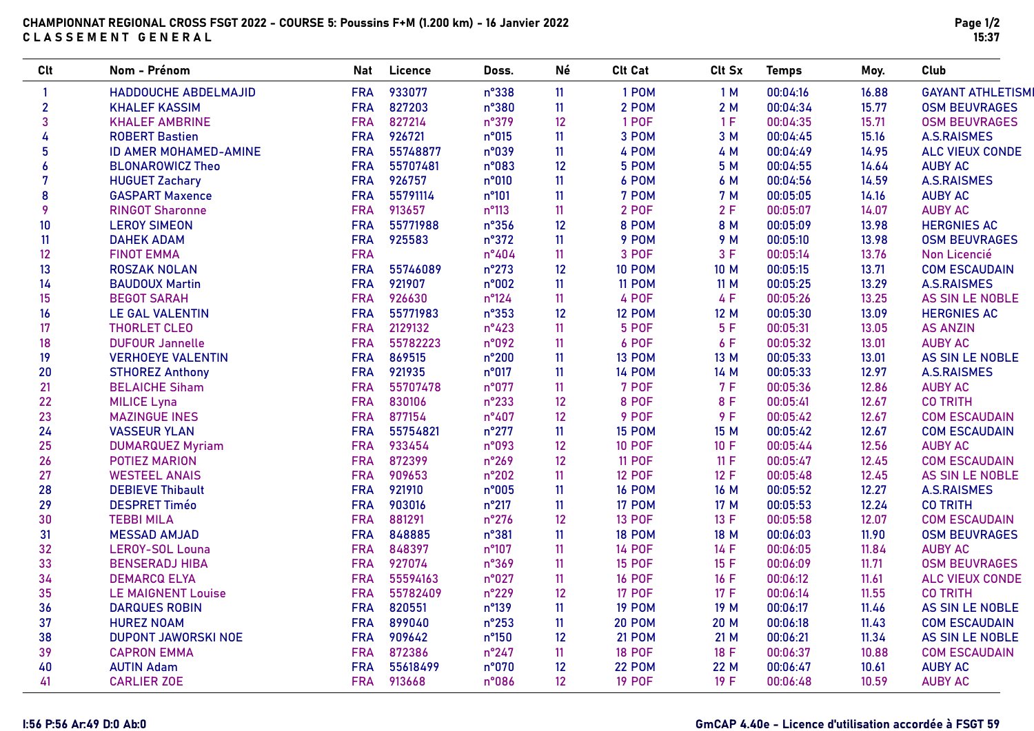# CHAMPIONNAT REGIONAL CROSS FSGT 2022 - COURSE 5: Poussins F+M (1.200 km) - 16 Janvier 2022

## C L A S S E M E N T   G E N E R A L

| Clt | Nom - Prénom | Nat | Licence | Doss. | Né | Clt Cat | Clt Sx | Temps | Moy. | Club |
|---|---|---|---|---|---|---|---|---|---|---|
| 1 | HADDOUCHE ABDELMAJID | FRA | 933077 | n°338 | 11 | 1 POM | 1 M | 00:04:16 | 16.88 | GAYANT ATHLETISMI |
| 2 | KHALEF KASSIM | FRA | 827203 | n°380 | 11 | 2 POM | 2 M | 00:04:34 | 15.77 | OSM BEUVRAGES |
| 3 | KHALEF AMBRINE | FRA | 827214 | n°379 | 12 | 1 POF | 1 F | 00:04:35 | 15.71 | OSM BEUVRAGES |
| 4 | ROBERT Bastien | FRA | 926721 | n°015 | 11 | 3 POM | 3 M | 00:04:45 | 15.16 | A.S.RAISMES |
| 5 | ID AMER MOHAMED-AMINE | FRA | 55748877 | n°039 | 11 | 4 POM | 4 M | 00:04:49 | 14.95 | ALC VIEUX CONDE |
| 6 | BLONAROWICZ Theo | FRA | 55707481 | n°083 | 12 | 5 POM | 5 M | 00:04:55 | 14.64 | AUBY AC |
| 7 | HUGUET Zachary | FRA | 926757 | n°010 | 11 | 6 POM | 6 M | 00:04:56 | 14.59 | A.S.RAISMES |
| 8 | GASPART Maxence | FRA | 55791114 | n°101 | 11 | 7 POM | 7 M | 00:05:05 | 14.16 | AUBY AC |
| 9 | RINGOT Sharonne | FRA | 913657 | n°113 | 11 | 2 POF | 2 F | 00:05:07 | 14.07 | AUBY AC |
| 10 | LEROY SIMEON | FRA | 55771988 | n°356 | 12 | 8 POM | 8 M | 00:05:09 | 13.98 | HERGNIES AC |
| 11 | DAHEK ADAM | FRA | 925583 | n°372 | 11 | 9 POM | 9 M | 00:05:10 | 13.98 | OSM BEUVRAGES |
| 12 | FINOT EMMA | FRA | | n°404 | 11 | 3 POF | 3 F | 00:05:14 | 13.76 | Non Licencié |
| 13 | ROSZAK NOLAN | FRA | 55746089 | n°273 | 12 | 10 POM | 10 M | 00:05:15 | 13.71 | COM ESCAUDAIN |
| 14 | BAUDOUX Martin | FRA | 921907 | n°002 | 11 | 11 POM | 11 M | 00:05:25 | 13.29 | A.S.RAISMES |
| 15 | BEGOT SARAH | FRA | 926630 | n°124 | 11 | 4 POF | 4 F | 00:05:26 | 13.25 | AS SIN LE NOBLE |
| 16 | LE GAL VALENTIN | FRA | 55771983 | n°353 | 12 | 12 POM | 12 M | 00:05:30 | 13.09 | HERGNIES AC |
| 17 | THORLET CLEO | FRA | 2129132 | n°423 | 11 | 5 POF | 5 F | 00:05:31 | 13.05 | AS ANZIN |
| 18 | DUFOUR Jannelle | FRA | 55782223 | n°092 | 11 | 6 POF | 6 F | 00:05:32 | 13.01 | AUBY AC |
| 19 | VERHOEYE VALENTIN | FRA | 869515 | n°200 | 11 | 13 POM | 13 M | 00:05:33 | 13.01 | AS SIN LE NOBLE |
| 20 | STHOREZ Anthony | FRA | 921935 | n°017 | 11 | 14 POM | 14 M | 00:05:33 | 12.97 | A.S.RAISMES |
| 21 | BELAICHE Siham | FRA | 55707478 | n°077 | 11 | 7 POF | 7 F | 00:05:36 | 12.86 | AUBY AC |
| 22 | MILICE Lyna | FRA | 830106 | n°233 | 12 | 8 POF | 8 F | 00:05:41 | 12.67 | CO TRITH |
| 23 | MAZINGUE INES | FRA | 877154 | n°407 | 12 | 9 POF | 9 F | 00:05:42 | 12.67 | COM ESCAUDAIN |
| 24 | VASSEUR YLAN | FRA | 55754821 | n°277 | 11 | 15 POM | 15 M | 00:05:42 | 12.67 | COM ESCAUDAIN |
| 25 | DUMARQUEZ Myriam | FRA | 933454 | n°093 | 12 | 10 POF | 10 F | 00:05:44 | 12.56 | AUBY AC |
| 26 | POTIEZ MARION | FRA | 872399 | n°269 | 12 | 11 POF | 11 F | 00:05:47 | 12.45 | COM ESCAUDAIN |
| 27 | WESTEEL ANAIS | FRA | 909653 | n°202 | 11 | 12 POF | 12 F | 00:05:48 | 12.45 | AS SIN LE NOBLE |
| 28 | DEBIEVE Thibault | FRA | 921910 | n°005 | 11 | 16 POM | 16 M | 00:05:52 | 12.27 | A.S.RAISMES |
| 29 | DESPRET Timéo | FRA | 903016 | n°217 | 11 | 17 POM | 17 M | 00:05:53 | 12.24 | CO TRITH |
| 30 | TEBBI MILA | FRA | 881291 | n°276 | 12 | 13 POF | 13 F | 00:05:58 | 12.07 | COM ESCAUDAIN |
| 31 | MESSAD AMJAD | FRA | 848885 | n°381 | 11 | 18 POM | 18 M | 00:06:03 | 11.90 | OSM BEUVRAGES |
| 32 | LEROY-SOL Louna | FRA | 848397 | n°107 | 11 | 14 POF | 14 F | 00:06:05 | 11.84 | AUBY AC |
| 33 | BENSERADJ HIBA | FRA | 927074 | n°369 | 11 | 15 POF | 15 F | 00:06:09 | 11.71 | OSM BEUVRAGES |
| 34 | DEMARCQ ELYA | FRA | 55594163 | n°027 | 11 | 16 POF | 16 F | 00:06:12 | 11.61 | ALC VIEUX CONDE |
| 35 | LE MAIGNENT Louise | FRA | 55782409 | n°229 | 12 | 17 POF | 17 F | 00:06:14 | 11.55 | CO TRITH |
| 36 | DARQUES ROBIN | FRA | 820551 | n°139 | 11 | 19 POM | 19 M | 00:06:17 | 11.46 | AS SIN LE NOBLE |
| 37 | HUREZ NOAM | FRA | 899040 | n°253 | 11 | 20 POM | 20 M | 00:06:18 | 11.43 | COM ESCAUDAIN |
| 38 | DUPONT JAWORSKI NOE | FRA | 909642 | n°150 | 12 | 21 POM | 21 M | 00:06:21 | 11.34 | AS SIN LE NOBLE |
| 39 | CAPRON EMMA | FRA | 872386 | n°247 | 11 | 18 POF | 18 F | 00:06:37 | 10.88 | COM ESCAUDAIN |
| 40 | AUTIN Adam | FRA | 55618499 | n°070 | 12 | 22 POM | 22 M | 00:06:47 | 10.61 | AUBY AC |
| 41 | CARLIER ZOE | FRA | 913668 | n°086 | 12 | 19 POF | 19 F | 00:06:48 | 10.59 | AUBY AC |

I:56 P:56 Ar:49 D:0 Ab:0

GmCAP 4.40e - Licence d'utilisation accordée à FSGT 59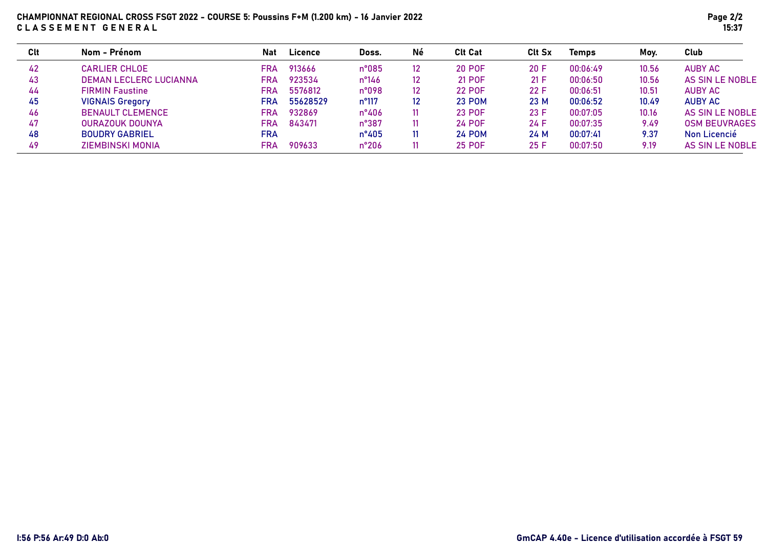**CHAMPIONNAT REGIONAL CROSS FSGT 2022 - COURSE 5: Poussins F+M (1.200 km) - 16 Janvier 2022**
**C L A S S E M E N T   G E N E R A L**

| Clt | Nom - Prénom | Nat | Licence | Doss. | Né | Clt Cat | Clt Sx | Temps | Moy. | Club |
|---|---|---|---|---|---|---|---|---|---|---|
| 42 | CARLIER CHLOE | FRA | 913666 | n°085 | 12 | 20 POF | 20 F | 00:06:49 | 10.56 | AUBY AC |
| 43 | DEMAN LECLERC LUCIANNA | FRA | 923534 | n°146 | 12 | 21 POF | 21 F | 00:06:50 | 10.56 | AS SIN LE NOBLE |
| 44 | FIRMIN Faustine | FRA | 5576812 | n°098 | 12 | 22 POF | 22 F | 00:06:51 | 10.51 | AUBY AC |
| 45 | VIGNAIS Gregory | FRA | 55628529 | n°117 | 12 | 23 POM | 23 M | 00:06:52 | 10.49 | AUBY AC |
| 46 | BENAULT CLEMENCE | FRA | 932869 | n°406 | 11 | 23 POF | 23 F | 00:07:05 | 10.16 | AS SIN LE NOBLE |
| 47 | OURAZOUK DOUNYA | FRA | 843471 | n°387 | 11 | 24 POF | 24 F | 00:07:35 | 9.49 | OSM BEUVRAGES |
| 48 | BOUDRY GABRIEL | FRA | | n°405 | 11 | 24 POM | 24 M | 00:07:41 | 9.37 | Non Licencié |
| 49 | ZIEMBINSKI MONIA | FRA | 909633 | n°206 | 11 | 25 POF | 25 F | 00:07:50 | 9.19 | AS SIN LE NOBLE |

I:56 P:56 Ar:49 D:0 Ab:0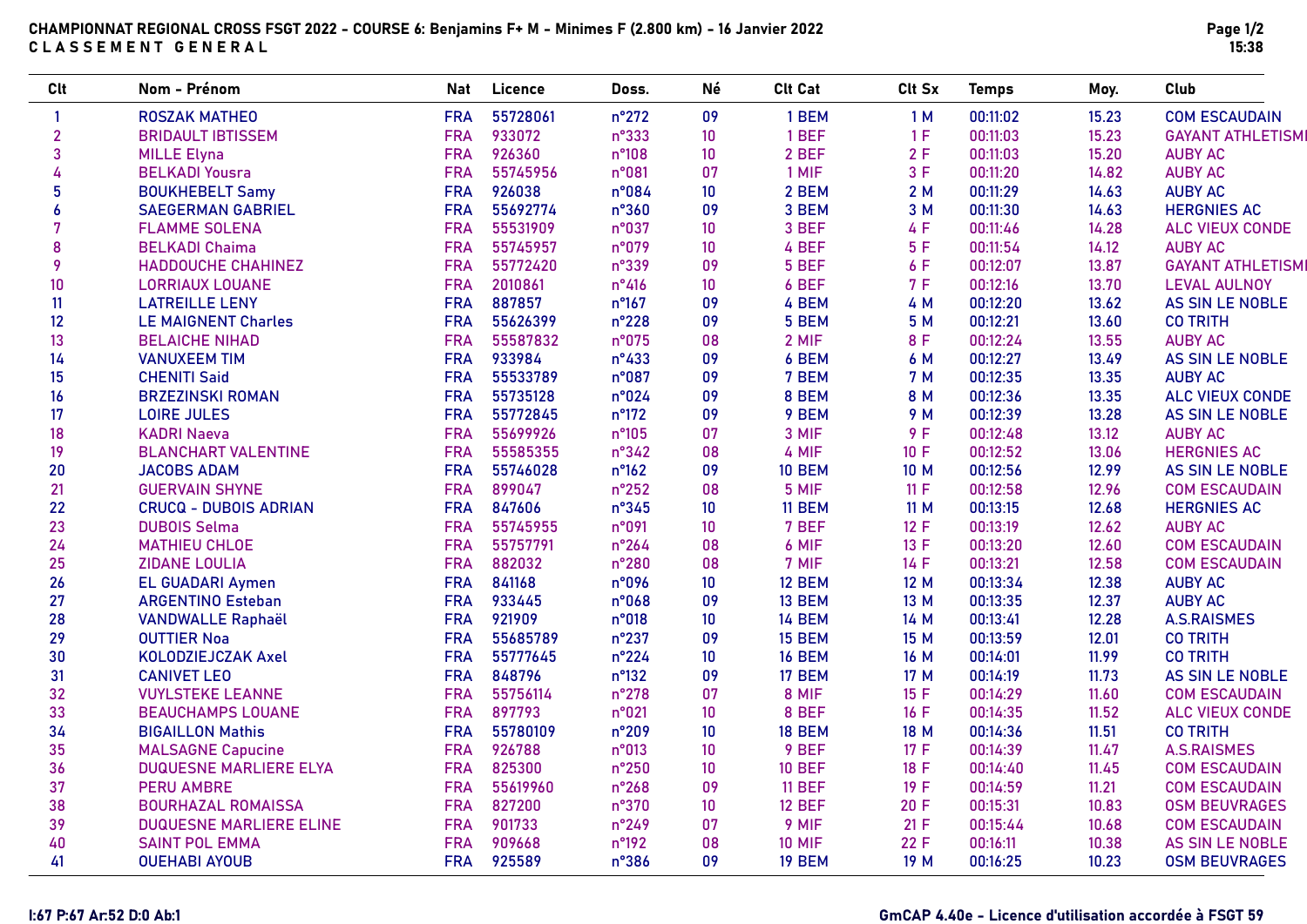# CHAMPIONNAT REGIONAL CROSS FSGT 2022 - COURSE 6: Benjamins F+ M - Minimes F (2.800 km) - 16 Janvier 2022

## C L A S S E M E N T   G E N E R A L

| Clt | Nom - Prénom | Nat | Licence | Doss. | Né | Clt Cat | Clt Sx | Temps | Moy. | Club |
|---|---|---|---|---|---|---|---|---|---|---|
| 1 | ROSZAK MATHEO | FRA | 55728061 | n°272 | 09 | 1 BEM | 1 M | 00:11:02 | 15.23 | COM ESCAUDAIN |
| 2 | BRIDAULT IBTISSEM | FRA | 933072 | n°333 | 10 | 1 BEF | 1 F | 00:11:03 | 15.23 | GAYANT ATHLETISMI |
| 3 | MILLE Elyna | FRA | 926360 | n°108 | 10 | 2 BEF | 2 F | 00:11:03 | 15.20 | AUBY AC |
| 4 | BELKADI Yousra | FRA | 55745956 | n°081 | 07 | 1 MIF | 3 F | 00:11:20 | 14.82 | AUBY AC |
| 5 | BOUKHEBELT Samy | FRA | 926038 | n°084 | 10 | 2 BEM | 2 M | 00:11:29 | 14.63 | AUBY AC |
| 6 | SAEGERMAN GABRIEL | FRA | 55692774 | n°360 | 09 | 3 BEM | 3 M | 00:11:30 | 14.63 | HERGNIES AC |
| 7 | FLAMME SOLENA | FRA | 55531909 | n°037 | 10 | 3 BEF | 4 F | 00:11:46 | 14.28 | ALC VIEUX CONDE |
| 8 | BELKADI Chaima | FRA | 55745957 | n°079 | 10 | 4 BEF | 5 F | 00:11:54 | 14.12 | AUBY AC |
| 9 | HADDOUCHE CHAHINEZ | FRA | 55772420 | n°339 | 09 | 5 BEF | 6 F | 00:12:07 | 13.87 | GAYANT ATHLETISMI |
| 10 | LORRIAUX LOUANE | FRA | 2010861 | n°416 | 10 | 6 BEF | 7 F | 00:12:16 | 13.70 | LEVAL AULNOY |
| 11 | LATREILLE LENY | FRA | 887857 | n°167 | 09 | 4 BEM | 4 M | 00:12:20 | 13.62 | AS SIN LE NOBLE |
| 12 | LE MAIGNENT Charles | FRA | 55626399 | n°228 | 09 | 5 BEM | 5 M | 00:12:21 | 13.60 | CO TRITH |
| 13 | BELAICHE NIHAD | FRA | 55587832 | n°075 | 08 | 2 MIF | 8 F | 00:12:24 | 13.55 | AUBY AC |
| 14 | VANUXEEM TIM | FRA | 933984 | n°433 | 09 | 6 BEM | 6 M | 00:12:27 | 13.49 | AS SIN LE NOBLE |
| 15 | CHENITI Said | FRA | 55533789 | n°087 | 09 | 7 BEM | 7 M | 00:12:35 | 13.35 | AUBY AC |
| 16 | BRZEZINSKI ROMAN | FRA | 55735128 | n°024 | 09 | 8 BEM | 8 M | 00:12:36 | 13.35 | ALC VIEUX CONDE |
| 17 | LOIRE JULES | FRA | 55772845 | n°172 | 09 | 9 BEM | 9 M | 00:12:39 | 13.28 | AS SIN LE NOBLE |
| 18 | KADRI Naeva | FRA | 55699926 | n°105 | 07 | 3 MIF | 9 F | 00:12:48 | 13.12 | AUBY AC |
| 19 | BLANCHART VALENTINE | FRA | 55585355 | n°342 | 08 | 4 MIF | 10 F | 00:12:52 | 13.06 | HERGNIES AC |
| 20 | JACOBS ADAM | FRA | 55746028 | n°162 | 09 | 10 BEM | 10 M | 00:12:56 | 12.99 | AS SIN LE NOBLE |
| 21 | GUERVAIN SHYNE | FRA | 899047 | n°252 | 08 | 5 MIF | 11 F | 00:12:58 | 12.96 | COM ESCAUDAIN |
| 22 | CRUCQ - DUBOIS ADRIAN | FRA | 847606 | n°345 | 10 | 11 BEM | 11 M | 00:13:15 | 12.68 | HERGNIES AC |
| 23 | DUBOIS Selma | FRA | 55745955 | n°091 | 10 | 7 BEF | 12 F | 00:13:19 | 12.62 | AUBY AC |
| 24 | MATHIEU CHLOE | FRA | 55757791 | n°264 | 08 | 6 MIF | 13 F | 00:13:20 | 12.60 | COM ESCAUDAIN |
| 25 | ZIDANE LOULIA | FRA | 882032 | n°280 | 08 | 7 MIF | 14 F | 00:13:21 | 12.58 | COM ESCAUDAIN |
| 26 | EL GUADARI Aymen | FRA | 841168 | n°096 | 10 | 12 BEM | 12 M | 00:13:34 | 12.38 | AUBY AC |
| 27 | ARGENTINO Esteban | FRA | 933445 | n°068 | 09 | 13 BEM | 13 M | 00:13:35 | 12.37 | AUBY AC |
| 28 | VANDWALLE Raphaël | FRA | 921909 | n°018 | 10 | 14 BEM | 14 M | 00:13:41 | 12.28 | A.S.RAISMES |
| 29 | OUTTIER Noa | FRA | 55685789 | n°237 | 09 | 15 BEM | 15 M | 00:13:59 | 12.01 | CO TRITH |
| 30 | KOLODZIEJCZAK Axel | FRA | 55777645 | n°224 | 10 | 16 BEM | 16 M | 00:14:01 | 11.99 | CO TRITH |
| 31 | CANIVET LEO | FRA | 848796 | n°132 | 09 | 17 BEM | 17 M | 00:14:19 | 11.73 | AS SIN LE NOBLE |
| 32 | VUYLSTEKE LEANNE | FRA | 55756114 | n°278 | 07 | 8 MIF | 15 F | 00:14:29 | 11.60 | COM ESCAUDAIN |
| 33 | BEAUCHAMPS LOUANE | FRA | 897793 | n°021 | 10 | 8 BEF | 16 F | 00:14:35 | 11.52 | ALC VIEUX CONDE |
| 34 | BIGAILLON Mathis | FRA | 55780109 | n°209 | 10 | 18 BEM | 18 M | 00:14:36 | 11.51 | CO TRITH |
| 35 | MALSAGNE Capucine | FRA | 926788 | n°013 | 10 | 9 BEF | 17 F | 00:14:39 | 11.47 | A.S.RAISMES |
| 36 | DUQUESNE MARLIERE ELYA | FRA | 825300 | n°250 | 10 | 10 BEF | 18 F | 00:14:40 | 11.45 | COM ESCAUDAIN |
| 37 | PERU AMBRE | FRA | 55619960 | n°268 | 09 | 11 BEF | 19 F | 00:14:59 | 11.21 | COM ESCAUDAIN |
| 38 | BOURHAZAL ROMAISSA | FRA | 827200 | n°370 | 10 | 12 BEF | 20 F | 00:15:31 | 10.83 | OSM BEUVRAGES |
| 39 | DUQUESNE MARLIERE ELINE | FRA | 901733 | n°249 | 07 | 9 MIF | 21 F | 00:15:44 | 10.68 | COM ESCAUDAIN |
| 40 | SAINT POL EMMA | FRA | 909668 | n°192 | 08 | 10 MIF | 22 F | 00:16:11 | 10.38 | AS SIN LE NOBLE |
| 41 | OUEHABI AYOUB | FRA | 925589 | n°386 | 09 | 19 BEM | 19 M | 00:16:25 | 10.23 | OSM BEUVRAGES |

I:67 P:67 Ar:52 D:0 Ab:1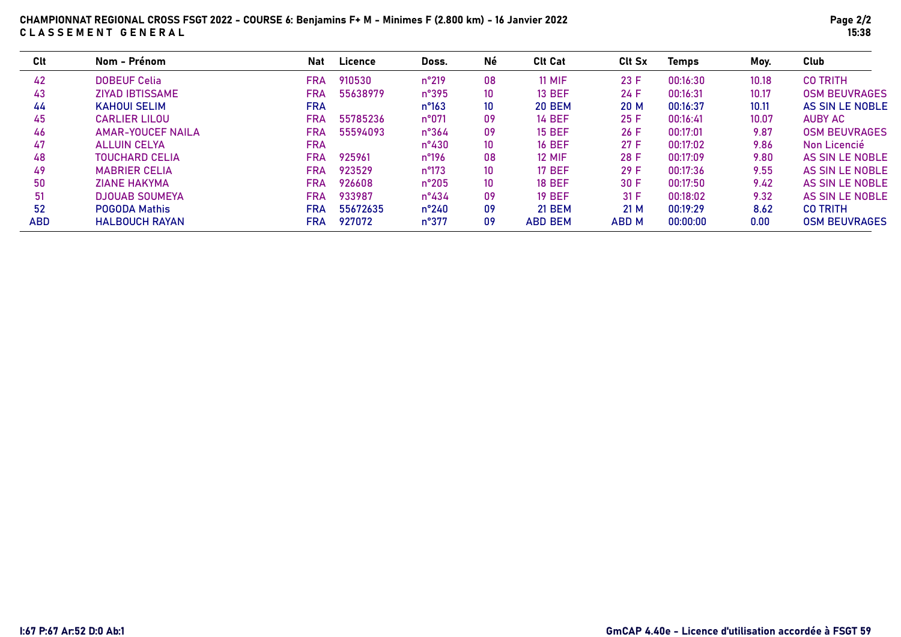**CHAMPIONNAT REGIONAL CROSS FSGT 2022 - COURSE 6: Benjamins F+ M - Minimes F (2.800 km) - 16 Janvier 2022**
**C L A S S E M E N T   G E N E R A L**

| Clt | Nom - Prénom | Nat | Licence | Doss. | Né | Clt Cat | Clt Sx | Temps | Moy. | Club |
|---|---|---|---|---|---|---|---|---|---|---|
| 42 | DOBEUF Celia | FRA | 910530 | n°219 | 08 | 11 MIF | 23 F | 00:16:30 | 10.18 | CO TRITH |
| 43 | ZIYAD IBTISSAME | FRA | 55638979 | n°395 | 10 | 13 BEF | 24 F | 00:16:31 | 10.17 | OSM BEUVRAGES |
| 44 | KAHOUI SELIM | FRA | | n°163 | 10 | 20 BEM | 20 M | 00:16:37 | 10.11 | AS SIN LE NOBLE |
| 45 | CARLIER LILOU | FRA | 55785236 | n°071 | 09 | 14 BEF | 25 F | 00:16:41 | 10.07 | AUBY AC |
| 46 | AMAR-YOUCEF NAILA | FRA | 55594093 | n°364 | 09 | 15 BEF | 26 F | 00:17:01 | 9.87 | OSM BEUVRAGES |
| 47 | ALLUIN CELYA | FRA | | n°430 | 10 | 16 BEF | 27 F | 00:17:02 | 9.86 | Non Licencié |
| 48 | TOUCHARD CELIA | FRA | 925961 | n°196 | 08 | 12 MIF | 28 F | 00:17:09 | 9.80 | AS SIN LE NOBLE |
| 49 | MABRIER CELIA | FRA | 923529 | n°173 | 10 | 17 BEF | 29 F | 00:17:36 | 9.55 | AS SIN LE NOBLE |
| 50 | ZIANE HAKYMA | FRA | 926608 | n°205 | 10 | 18 BEF | 30 F | 00:17:50 | 9.42 | AS SIN LE NOBLE |
| 51 | DJOUAB SOUMEYA | FRA | 933987 | n°434 | 09 | 19 BEF | 31 F | 00:18:02 | 9.32 | AS SIN LE NOBLE |
| 52 | POGODA Mathis | FRA | 55672635 | n°240 | 09 | 21 BEM | 21 M | 00:19:29 | 8.62 | CO TRITH |
| ABD | HALBOUCH RAYAN | FRA | 927072 | n°377 | 09 | ABD BEM | ABD M | 00:00:00 | 0.00 | OSM BEUVRAGES |

I:67 P:67 Ar:52 D:0 Ab:1

GmCAP 4.40e - Licence d'utilisation accordée à FSGT 59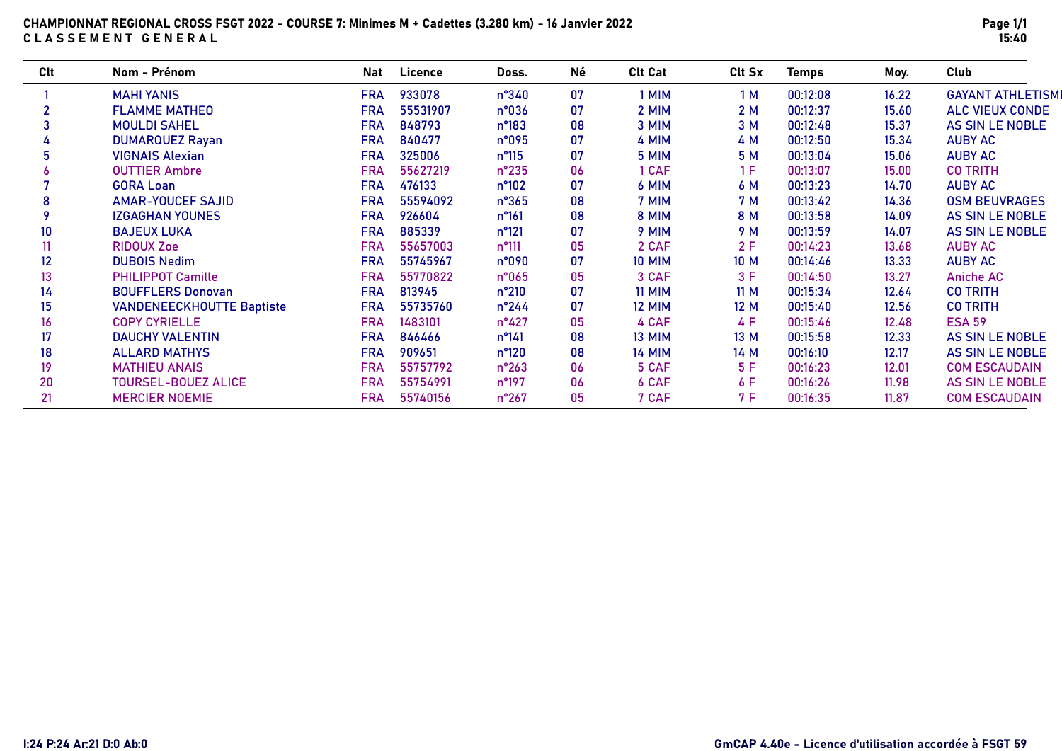**CHAMPIONNAT REGIONAL CROSS FSGT 2022 - COURSE 7: Minimes M + Cadettes (3.280 km) - 16 Janvier 2022**
**C L A S S E M E N T  G E N E R A L**

| Clt | Nom - Prénom | Nat | Licence | Doss. | Né | Clt Cat | Clt Sx | Temps | Moy. | Club |
|---|---|---|---|---|---|---|---|---|---|---|
| 1 | MAHI YANIS | FRA | 933078 | n°340 | 07 | 1 MIM | 1 M | 00:12:08 | 16.22 | GAYANT ATHLETISMI |
| 2 | FLAMME MATHEO | FRA | 55531907 | n°036 | 07 | 2 MIM | 2 M | 00:12:37 | 15.60 | ALC VIEUX CONDE |
| 3 | MOULDI SAHEL | FRA | 848793 | n°183 | 08 | 3 MIM | 3 M | 00:12:48 | 15.37 | AS SIN LE NOBLE |
| 4 | DUMARQUEZ Rayan | FRA | 840477 | n°095 | 07 | 4 MIM | 4 M | 00:12:50 | 15.34 | AUBY AC |
| 5 | VIGNAIS Alexian | FRA | 325006 | n°115 | 07 | 5 MIM | 5 M | 00:13:04 | 15.06 | AUBY AC |
| 6 | OUTTIER Ambre | FRA | 55627219 | n°235 | 06 | 1 CAF | 1 F | 00:13:07 | 15.00 | CO TRITH |
| 7 | GORA Loan | FRA | 476133 | n°102 | 07 | 6 MIM | 6 M | 00:13:23 | 14.70 | AUBY AC |
| 8 | AMAR-YOUCEF SAJID | FRA | 55594092 | n°365 | 08 | 7 MIM | 7 M | 00:13:42 | 14.36 | OSM BEUVRAGES |
| 9 | IZGAGHAN YOUNES | FRA | 926604 | n°161 | 08 | 8 MIM | 8 M | 00:13:58 | 14.09 | AS SIN LE NOBLE |
| 10 | BAJEUX LUKA | FRA | 885339 | n°121 | 07 | 9 MIM | 9 M | 00:13:59 | 14.07 | AS SIN LE NOBLE |
| 11 | RIDOUX Zoe | FRA | 55657003 | n°111 | 05 | 2 CAF | 2 F | 00:14:23 | 13.68 | AUBY AC |
| 12 | DUBOIS Nedim | FRA | 55745967 | n°090 | 07 | 10 MIM | 10 M | 00:14:46 | 13.33 | AUBY AC |
| 13 | PHILIPPOT Camille | FRA | 55770822 | n°065 | 05 | 3 CAF | 3 F | 00:14:50 | 13.27 | Aniche AC |
| 14 | BOUFFLERS Donovan | FRA | 813945 | n°210 | 07 | 11 MIM | 11 M | 00:15:34 | 12.64 | CO TRITH |
| 15 | VANDENEECKHOUTTE Baptiste | FRA | 55735760 | n°244 | 07 | 12 MIM | 12 M | 00:15:40 | 12.56 | CO TRITH |
| 16 | COPY CYRIELLE | FRA | 1483101 | n°427 | 05 | 4 CAF | 4 F | 00:15:46 | 12.48 | ESA 59 |
| 17 | DAUCHY VALENTIN | FRA | 846466 | n°141 | 08 | 13 MIM | 13 M | 00:15:58 | 12.33 | AS SIN LE NOBLE |
| 18 | ALLARD MATHYS | FRA | 909651 | n°120 | 08 | 14 MIM | 14 M | 00:16:10 | 12.17 | AS SIN LE NOBLE |
| 19 | MATHIEU ANAIS | FRA | 55757792 | n°263 | 06 | 5 CAF | 5 F | 00:16:23 | 12.01 | COM ESCAUDAIN |
| 20 | TOURSEL-BOUEZ ALICE | FRA | 55754991 | n°197 | 06 | 6 CAF | 6 F | 00:16:26 | 11.98 | AS SIN LE NOBLE |
| 21 | MERCIER NOEMIE | FRA | 55740156 | n°267 | 05 | 7 CAF | 7 F | 00:16:35 | 11.87 | COM ESCAUDAIN |

I:24 P:24 Ar:21 D:0 Ab:0

GmCAP 4.40e - Licence d'utilisation accordée à FSGT 59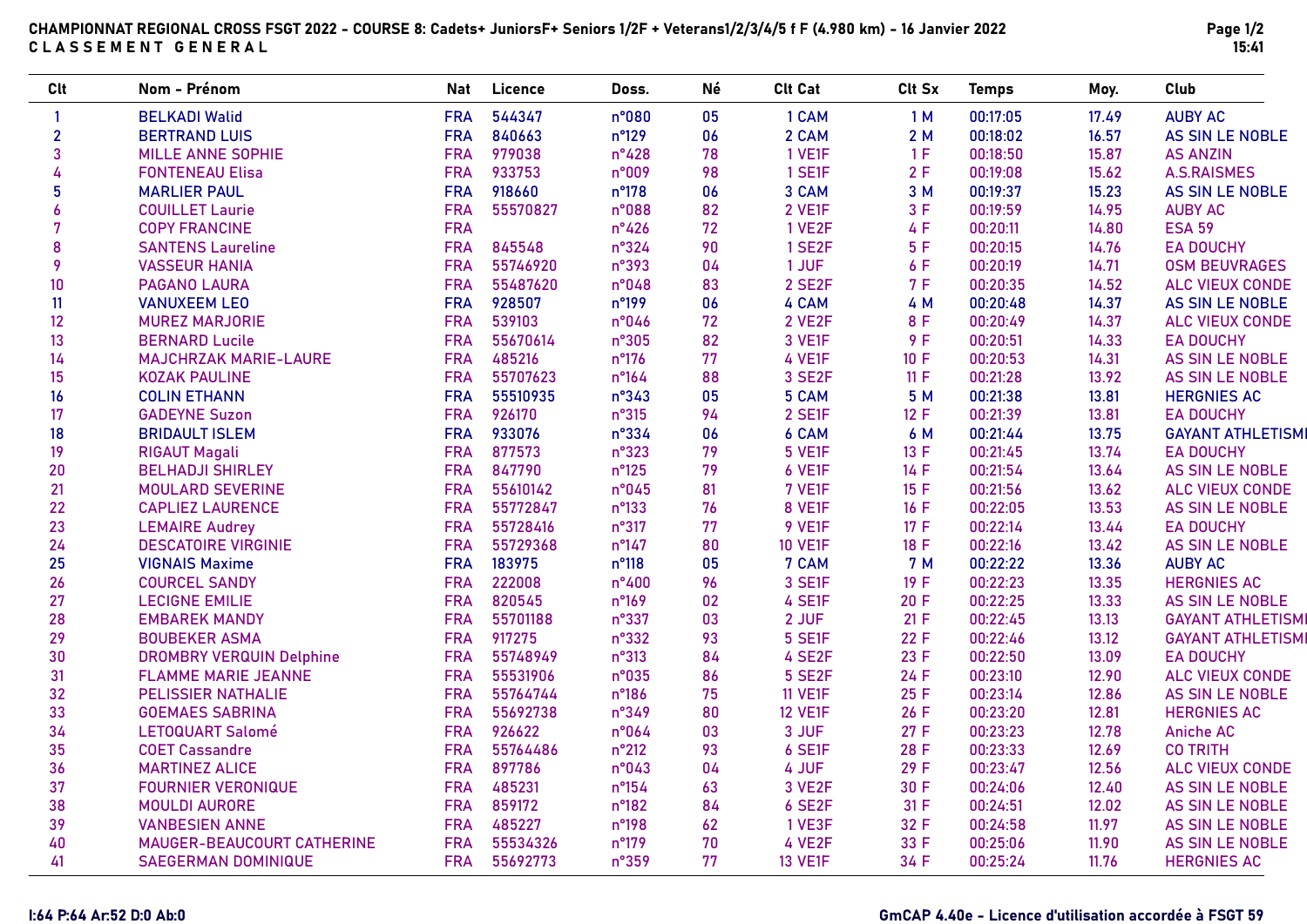# CHAMPIONNAT REGIONAL CROSS FSGT 2022 - COURSE 8: Cadets+ JuniorsF+ Seniors 1/2F + Veterans1/2/3/4/5 f F (4.980 km) - 16 Janvier 2022

**C L A S S E M E N T   G E N E R A L**

| Clt | Nom - Prénom | Nat | Licence | Doss. | Né | Clt Cat | Clt Sx | Temps | Moy. | Club |
|---|---|---|---|---|---|---|---|---|---|---|
| 1 | BELKADI Walid | FRA | 544347 | n°080 | 05 | 1 CAM | 1 M | 00:17:05 | 17.49 | AUBY AC |
| 2 | BERTRAND LUIS | FRA | 840663 | n°129 | 06 | 2 CAM | 2 M | 00:18:02 | 16.57 | AS SIN LE NOBLE |
| 3 | MILLE ANNE SOPHIE | FRA | 979038 | n°428 | 78 | 1 VE1F | 1 F | 00:18:50 | 15.87 | AS ANZIN |
| 4 | FONTENEAU Elisa | FRA | 933753 | n°009 | 98 | 1 SE1F | 2 F | 00:19:08 | 15.62 | A.S.RAISMES |
| 5 | MARLIER PAUL | FRA | 918660 | n°178 | 06 | 3 CAM | 3 M | 00:19:37 | 15.23 | AS SIN LE NOBLE |
| 6 | COUILLET Laurie | FRA | 55570827 | n°088 | 82 | 2 VE1F | 3 F | 00:19:59 | 14.95 | AUBY AC |
| 7 | COPY FRANCINE | FRA | | n°426 | 72 | 1 VE2F | 4 F | 00:20:11 | 14.80 | ESA 59 |
| 8 | SANTENS Laureline | FRA | 845548 | n°324 | 90 | 1 SE2F | 5 F | 00:20:15 | 14.76 | EA DOUCHY |
| 9 | VASSEUR HANIA | FRA | 55746920 | n°393 | 04 | 1 JUF | 6 F | 00:20:19 | 14.71 | OSM BEUVRAGES |
| 10 | PAGANO LAURA | FRA | 55487620 | n°048 | 83 | 2 SE2F | 7 F | 00:20:35 | 14.52 | ALC VIEUX CONDE |
| 11 | VANUXEEM LEO | FRA | 928507 | n°199 | 06 | 4 CAM | 4 M | 00:20:48 | 14.37 | AS SIN LE NOBLE |
| 12 | MUREZ MARJORIE | FRA | 539103 | n°046 | 72 | 2 VE2F | 8 F | 00:20:49 | 14.37 | ALC VIEUX CONDE |
| 13 | BERNARD Lucile | FRA | 55670614 | n°305 | 82 | 3 VE1F | 9 F | 00:20:51 | 14.33 | EA DOUCHY |
| 14 | MAJCHRZAK MARIE-LAURE | FRA | 485216 | n°176 | 77 | 4 VE1F | 10 F | 00:20:53 | 14.31 | AS SIN LE NOBLE |
| 15 | KOZAK PAULINE | FRA | 55707623 | n°164 | 88 | 3 SE2F | 11 F | 00:21:28 | 13.92 | AS SIN LE NOBLE |
| 16 | COLIN ETHANN | FRA | 55510935 | n°343 | 05 | 5 CAM | 5 M | 00:21:38 | 13.81 | HERGNIES AC |
| 17 | GADEYNE Suzon | FRA | 926170 | n°315 | 94 | 2 SE1F | 12 F | 00:21:39 | 13.81 | EA DOUCHY |
| 18 | BRIDAULT ISLEM | FRA | 933076 | n°334 | 06 | 6 CAM | 6 M | 00:21:44 | 13.75 | GAYANT ATHLETISMI |
| 19 | RIGAUT Magali | FRA | 877573 | n°323 | 79 | 5 VE1F | 13 F | 00:21:45 | 13.74 | EA DOUCHY |
| 20 | BELHADJI SHIRLEY | FRA | 847790 | n°125 | 79 | 6 VE1F | 14 F | 00:21:54 | 13.64 | AS SIN LE NOBLE |
| 21 | MOULARD SEVERINE | FRA | 55610142 | n°045 | 81 | 7 VE1F | 15 F | 00:21:56 | 13.62 | ALC VIEUX CONDE |
| 22 | CAPLIEZ LAURENCE | FRA | 55772847 | n°133 | 76 | 8 VE1F | 16 F | 00:22:05 | 13.53 | AS SIN LE NOBLE |
| 23 | LEMAIRE Audrey | FRA | 55728416 | n°317 | 77 | 9 VE1F | 17 F | 00:22:14 | 13.44 | EA DOUCHY |
| 24 | DESCATOIRE VIRGINIE | FRA | 55729368 | n°147 | 80 | 10 VE1F | 18 F | 00:22:16 | 13.42 | AS SIN LE NOBLE |
| 25 | VIGNAIS Maxime | FRA | 183975 | n°118 | 05 | 7 CAM | 7 M | 00:22:22 | 13.36 | AUBY AC |
| 26 | COURCEL SANDY | FRA | 222008 | n°400 | 96 | 3 SE1F | 19 F | 00:22:23 | 13.35 | HERGNIES AC |
| 27 | LECIGNE EMILIE | FRA | 820545 | n°169 | 02 | 4 SE1F | 20 F | 00:22:25 | 13.33 | AS SIN LE NOBLE |
| 28 | EMBAREK MANDY | FRA | 55701188 | n°337 | 03 | 2 JUF | 21 F | 00:22:45 | 13.13 | GAYANT ATHLETISMI |
| 29 | BOUBEKER ASMA | FRA | 917275 | n°332 | 93 | 5 SE1F | 22 F | 00:22:46 | 13.12 | GAYANT ATHLETISMI |
| 30 | DROMBRY VERQUIN Delphine | FRA | 55748949 | n°313 | 84 | 4 SE2F | 23 F | 00:22:50 | 13.09 | EA DOUCHY |
| 31 | FLAMME MARIE JEANNE | FRA | 55531906 | n°035 | 86 | 5 SE2F | 24 F | 00:23:10 | 12.90 | ALC VIEUX CONDE |
| 32 | PELISSIER NATHALIE | FRA | 55764744 | n°186 | 75 | 11 VE1F | 25 F | 00:23:14 | 12.86 | AS SIN LE NOBLE |
| 33 | GOEMAES SABRINA | FRA | 55692738 | n°349 | 80 | 12 VE1F | 26 F | 00:23:20 | 12.81 | HERGNIES AC |
| 34 | LETOQUART Salomé | FRA | 926622 | n°064 | 03 | 3 JUF | 27 F | 00:23:23 | 12.78 | Aniche AC |
| 35 | COET Cassandre | FRA | 55764486 | n°212 | 93 | 6 SE1F | 28 F | 00:23:33 | 12.69 | CO TRITH |
| 36 | MARTINEZ ALICE | FRA | 897786 | n°043 | 04 | 4 JUF | 29 F | 00:23:47 | 12.56 | ALC VIEUX CONDE |
| 37 | FOURNIER VERONIQUE | FRA | 485231 | n°154 | 63 | 3 VE2F | 30 F | 00:24:06 | 12.40 | AS SIN LE NOBLE |
| 38 | MOULDI AURORE | FRA | 859172 | n°182 | 84 | 6 SE2F | 31 F | 00:24:51 | 12.02 | AS SIN LE NOBLE |
| 39 | VANBESIEN ANNE | FRA | 485227 | n°198 | 62 | 1 VE3F | 32 F | 00:24:58 | 11.97 | AS SIN LE NOBLE |
| 40 | MAUGER-BEAUCOURT CATHERINE | FRA | 55534326 | n°179 | 70 | 4 VE2F | 33 F | 00:25:06 | 11.90 | AS SIN LE NOBLE |
| 41 | SAEGERMAN DOMINIQUE | FRA | 55692773 | n°359 | 77 | 13 VE1F | 34 F | 00:25:24 | 11.76 | HERGNIES AC |

I:64 P:64 Ar:52 D:0 Ab:0

GmCAP 4.40e - Licence d'utilisation accordée à FSGT 59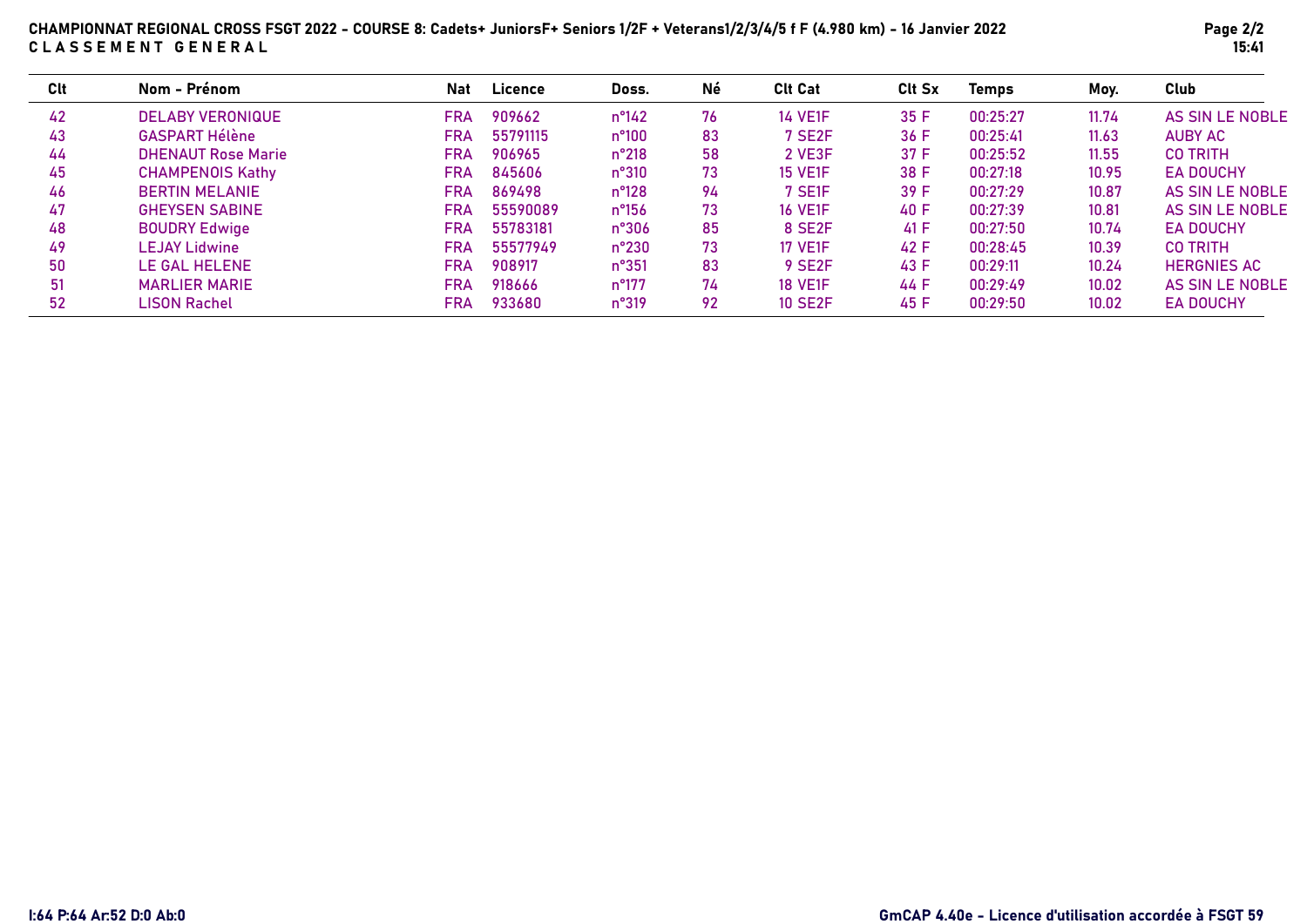**CHAMPIONNAT REGIONAL CROSS FSGT 2022 - COURSE 8: Cadets+ JuniorsF+ Seniors 1/2F + Veterans1/2/3/4/5 f F (4.980 km) - 16 Janvier 2022**
**C L A S S E M E N T   G E N E R A L**

| Clt | Nom - Prénom | Nat | Licence | Doss. | Né | Clt Cat | Clt Sx | Temps | Moy. | Club |
|---|---|---|---|---|---|---|---|---|---|---|
| 42 | DELABY VERONIQUE | FRA | 909662 | n°142 | 76 | 14 VE1F | 35 F | 00:25:27 | 11.74 | AS SIN LE NOBLE |
| 43 | GASPART Hélène | FRA | 55791115 | n°100 | 83 | 7 SE2F | 36 F | 00:25:41 | 11.63 | AUBY AC |
| 44 | DHENAUT Rose Marie | FRA | 906965 | n°218 | 58 | 2 VE3F | 37 F | 00:25:52 | 11.55 | CO TRITH |
| 45 | CHAMPENOIS Kathy | FRA | 845606 | n°310 | 73 | 15 VE1F | 38 F | 00:27:18 | 10.95 | EA DOUCHY |
| 46 | BERTIN MELANIE | FRA | 869498 | n°128 | 94 | 7 SE1F | 39 F | 00:27:29 | 10.87 | AS SIN LE NOBLE |
| 47 | GHEYSEN SABINE | FRA | 55590089 | n°156 | 73 | 16 VE1F | 40 F | 00:27:39 | 10.81 | AS SIN LE NOBLE |
| 48 | BOUDRY Edwige | FRA | 55783181 | n°306 | 85 | 8 SE2F | 41 F | 00:27:50 | 10.74 | EA DOUCHY |
| 49 | LEJAY Lidwine | FRA | 55577949 | n°230 | 73 | 17 VE1F | 42 F | 00:28:45 | 10.39 | CO TRITH |
| 50 | LE GAL HELENE | FRA | 908917 | n°351 | 83 | 9 SE2F | 43 F | 00:29:11 | 10.24 | HERGNIES AC |
| 51 | MARLIER MARIE | FRA | 918666 | n°177 | 74 | 18 VE1F | 44 F | 00:29:49 | 10.02 | AS SIN LE NOBLE |
| 52 | LISON Rachel | FRA | 933680 | n°319 | 92 | 10 SE2F | 45 F | 00:29:50 | 10.02 | EA DOUCHY |

I:64 P:64 Ar:52 D:0 Ab:0

GmCAP 4.40e - Licence d'utilisation accordée à FSGT 59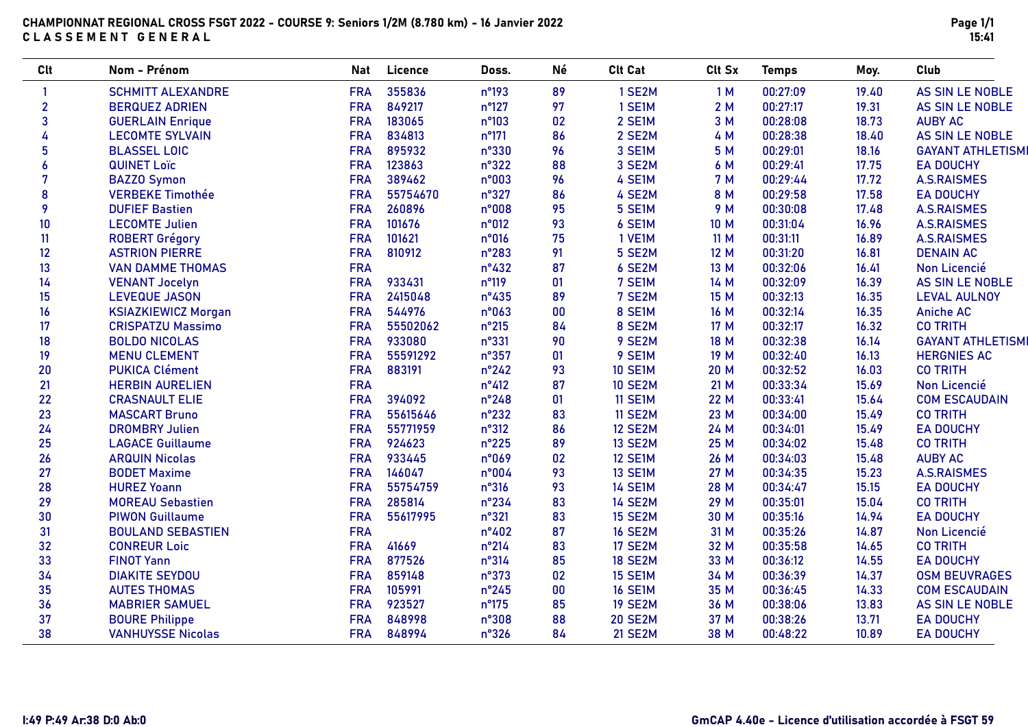# CHAMPIONNAT REGIONAL CROSS FSGT 2022 - COURSE 9: Seniors 1/2M (8.780 km) - 16 Janvier 2022

## C L A S S E M E N T   G E N E R A L

| Clt | Nom - Prénom | Nat | Licence | Doss. | Né | Clt Cat | Clt Sx | Temps | Moy. | Club |
|---|---|---|---|---|---|---|---|---|---|---|
| 1 | SCHMITT ALEXANDRE | FRA | 355836 | n°193 | 89 | 1 SE2M | 1 M | 00:27:09 | 19.40 | AS SIN LE NOBLE |
| 2 | BERQUEZ ADRIEN | FRA | 849217 | n°127 | 97 | 1 SE1M | 2 M | 00:27:17 | 19.31 | AS SIN LE NOBLE |
| 3 | GUERLAIN Enrique | FRA | 183065 | n°103 | 02 | 2 SE1M | 3 M | 00:28:08 | 18.73 | AUBY AC |
| 4 | LECOMTE SYLVAIN | FRA | 834813 | n°171 | 86 | 2 SE2M | 4 M | 00:28:38 | 18.40 | AS SIN LE NOBLE |
| 5 | BLASSEL LOIC | FRA | 895932 | n°330 | 96 | 3 SE1M | 5 M | 00:29:01 | 18.16 | GAYANT ATHLETISME |
| 6 | QUINET Loïc | FRA | 123863 | n°322 | 88 | 3 SE2M | 6 M | 00:29:41 | 17.75 | EA DOUCHY |
| 7 | BAZZO Symon | FRA | 389462 | n°003 | 96 | 4 SE1M | 7 M | 00:29:44 | 17.72 | A.S.RAISMES |
| 8 | VERBEKE Timothée | FRA | 55754670 | n°327 | 86 | 4 SE2M | 8 M | 00:29:58 | 17.58 | EA DOUCHY |
| 9 | DUFIEF Bastien | FRA | 260896 | n°008 | 95 | 5 SE1M | 9 M | 00:30:08 | 17.48 | A.S.RAISMES |
| 10 | LECOMTE Julien | FRA | 101676 | n°012 | 93 | 6 SE1M | 10 M | 00:31:04 | 16.96 | A.S.RAISMES |
| 11 | ROBERT Grégory | FRA | 101621 | n°016 | 75 | 1 VE1M | 11 M | 00:31:11 | 16.89 | A.S.RAISMES |
| 12 | ASTRION PIERRE | FRA | 810912 | n°283 | 91 | 5 SE2M | 12 M | 00:31:20 | 16.81 | DENAIN AC |
| 13 | VAN DAMME THOMAS | FRA | | n°432 | 87 | 6 SE2M | 13 M | 00:32:06 | 16.41 | Non Licencié |
| 14 | VENANT Jocelyn | FRA | 933431 | n°119 | 01 | 7 SE1M | 14 M | 00:32:09 | 16.39 | AS SIN LE NOBLE |
| 15 | LEVEQUE JASON | FRA | 2415048 | n°435 | 89 | 7 SE2M | 15 M | 00:32:13 | 16.35 | LEVAL AULNOY |
| 16 | KSIAZKIEWICZ Morgan | FRA | 544976 | n°063 | 00 | 8 SE1M | 16 M | 00:32:14 | 16.35 | Aniche AC |
| 17 | CRISPATZU Massimo | FRA | 55502062 | n°215 | 84 | 8 SE2M | 17 M | 00:32:17 | 16.32 | CO TRITH |
| 18 | BOLDO NICOLAS | FRA | 933080 | n°331 | 90 | 9 SE2M | 18 M | 00:32:38 | 16.14 | GAYANT ATHLETISME |
| 19 | MENU CLEMENT | FRA | 55591292 | n°357 | 01 | 9 SE1M | 19 M | 00:32:40 | 16.13 | HERGNIES AC |
| 20 | PUKICA Clément | FRA | 883191 | n°242 | 93 | 10 SE1M | 20 M | 00:32:52 | 16.03 | CO TRITH |
| 21 | HERBIN AURELIEN | FRA | | n°412 | 87 | 10 SE2M | 21 M | 00:33:34 | 15.69 | Non Licencié |
| 22 | CRASNAULT ELIE | FRA | 394092 | n°248 | 01 | 11 SE1M | 22 M | 00:33:41 | 15.64 | COM ESCAUDAIN |
| 23 | MASCART Bruno | FRA | 55615646 | n°232 | 83 | 11 SE2M | 23 M | 00:34:00 | 15.49 | CO TRITH |
| 24 | DROMBRY Julien | FRA | 55771959 | n°312 | 86 | 12 SE2M | 24 M | 00:34:01 | 15.49 | EA DOUCHY |
| 25 | LAGACE Guillaume | FRA | 924623 | n°225 | 89 | 13 SE2M | 25 M | 00:34:02 | 15.48 | CO TRITH |
| 26 | ARQUIN Nicolas | FRA | 933445 | n°069 | 02 | 12 SE1M | 26 M | 00:34:03 | 15.48 | AUBY AC |
| 27 | BODET Maxime | FRA | 146047 | n°004 | 93 | 13 SE1M | 27 M | 00:34:35 | 15.23 | A.S.RAISMES |
| 28 | HUREZ Yoann | FRA | 55754759 | n°316 | 93 | 14 SE1M | 28 M | 00:34:47 | 15.15 | EA DOUCHY |
| 29 | MOREAU Sebastien | FRA | 285814 | n°234 | 83 | 14 SE2M | 29 M | 00:35:01 | 15.04 | CO TRITH |
| 30 | PIWON Guillaume | FRA | 55617995 | n°321 | 83 | 15 SE2M | 30 M | 00:35:16 | 14.94 | EA DOUCHY |
| 31 | BOULAND SEBASTIEN | FRA | | n°402 | 87 | 16 SE2M | 31 M | 00:35:26 | 14.87 | Non Licencié |
| 32 | CONREUR Loic | FRA | 41669 | n°214 | 83 | 17 SE2M | 32 M | 00:35:58 | 14.65 | CO TRITH |
| 33 | FINOT Yann | FRA | 877526 | n°314 | 85 | 18 SE2M | 33 M | 00:36:12 | 14.55 | EA DOUCHY |
| 34 | DIAKITE SEYDOU | FRA | 859148 | n°373 | 02 | 15 SE1M | 34 M | 00:36:39 | 14.37 | OSM BEUVRAGES |
| 35 | AUTES THOMAS | FRA | 105991 | n°245 | 00 | 16 SE1M | 35 M | 00:36:45 | 14.33 | COM ESCAUDAIN |
| 36 | MABRIER SAMUEL | FRA | 923527 | n°175 | 85 | 19 SE2M | 36 M | 00:38:06 | 13.83 | AS SIN LE NOBLE |
| 37 | BOURE Philippe | FRA | 848998 | n°308 | 88 | 20 SE2M | 37 M | 00:38:26 | 13.71 | EA DOUCHY |
| 38 | VANHUYSSE Nicolas | FRA | 848994 | n°326 | 84 | 21 SE2M | 38 M | 00:48:22 | 10.89 | EA DOUCHY |

I:49 P:49 Ar:38 D:0 Ab:0

GmCAP 4.40e - Licence d'utilisation accordée à FSGT 59